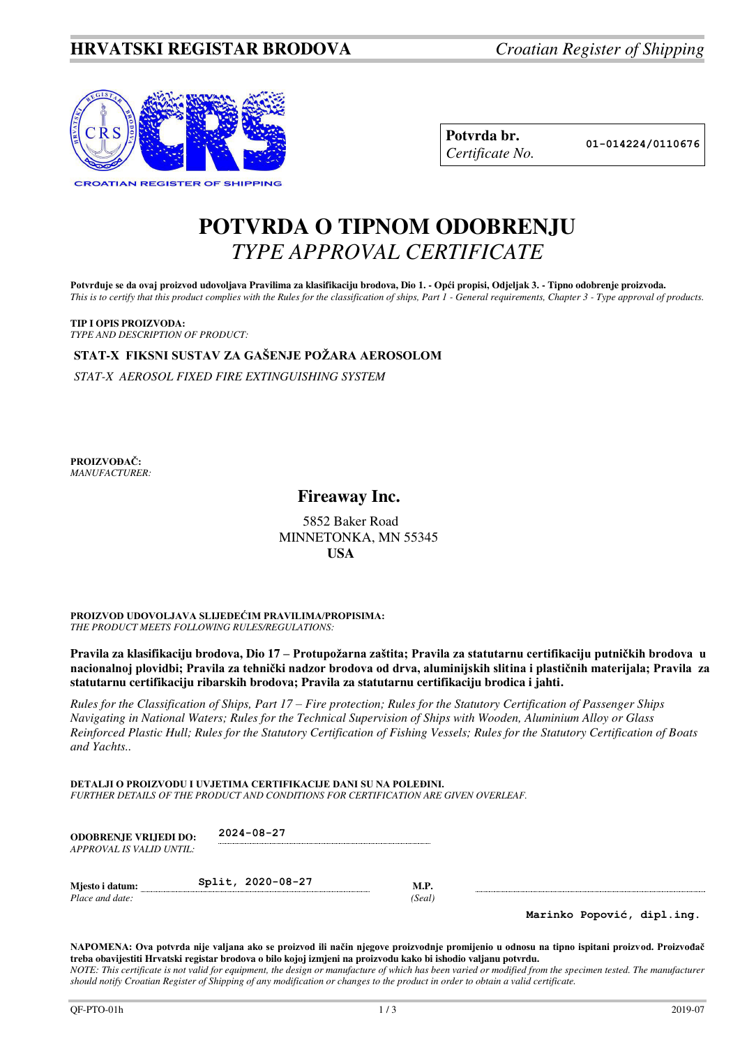**HRVATSKI REGISTAR BRODOVA** *Croatian Register of Shipping*

| **Potvrda br.** *Certificate No.* | **01-014224/0110676** |
|---|---|

# POTVRDA O TIPNOM ODOBRENJU
## *TYPE APPROVAL CERTIFICATE*

**Potvrđuje se da ovaj proizvod udovoljava Pravilima za klasifikaciju brodova, Dio 1. - Opći propisi, Odjeljak 3. - Tipno odobrenje proizvoda.**
*This is to certify that this product complies with the Rules for the classification of ships, Part 1 - General requirements, Chapter 3 - Type approval of products.*

**TIP I OPIS PROIZVODA:**
*TYPE AND DESCRIPTION OF PRODUCT:*

**STAT-X FIKSNI SUSTAV ZA GAŠENJE POŽARA AEROSOLOM**

*STAT-X AEROSOL FIXED FIRE EXTINGUISHING SYSTEM*

**PROIZVOĐAČ:**
*MANUFACTURER:*

**Fireaway Inc.**

5852 Baker Road
MINNETONKA, MN 55345
**USA**

**PROIZVOD UDOVOLJAVA SLIJEDEĆIM PRAVILIMA/PROPISIMA:**
*THE PRODUCT MEETS FOLLOWING RULES/REGULATIONS:*

**Pravila za klasifikaciju brodova, Dio 17 – Protupožarna zaštita; Pravila za statutarnu certifikaciju putničkih brodova u nacionalnoj plovidbi; Pravila za tehnički nadzor brodova od drva, aluminijskih slitina i plastičnih materijala; Pravila za statutarnu certifikaciju ribarskih brodova; Pravila za statutarnu certifikaciju brodica i jahti.**

*Rules for the Classification of Ships, Part 17 – Fire protection; Rules for the Statutory Certification of Passenger Ships Navigating in National Waters; Rules for the Technical Supervision of Ships with Wooden, Aluminium Alloy or Glass Reinforced Plastic Hull; Rules for the Statutory Certification of Fishing Vessels; Rules for the Statutory Certification of Boats and Yachts..*

**DETALJI O PROIZVODU I UVJETIMA CERTIFIKACIJE DANI SU NA POLEĐINI.**
*FURTHER DETAILS OF THE PRODUCT AND CONDITIONS FOR CERTIFICATION ARE GIVEN OVERLEAF.*

**ODOBRENJE VRIJEDI DO:** *APPROVAL IS VALID UNTIL:* 2024-08-27

**Mjesto i datum:** *Place and date:* Split, 2020-08-27

**M.P.** *(Seal)*

**Marinko Popović, dipl.ing.**

**NAPOMENA: Ova potvrda nije valjana ako se proizvod ili način njegove proizvodnje promijenio u odnosu na tipno ispitani proizvod. Proizvođač treba obavijestiti Hrvatski registar brodova o bilo kojoj izmjeni na proizvodu kako bi ishodio valjanu potvrdu.**
*NOTE: This certificate is not valid for equipment, the design or manufacture of which has been varied or modified from the specimen tested. The manufacturer should notify Croatian Register of Shipping of any modification or changes to the product in order to obtain a valid certificate.*

QF-PTO-01h 2019-07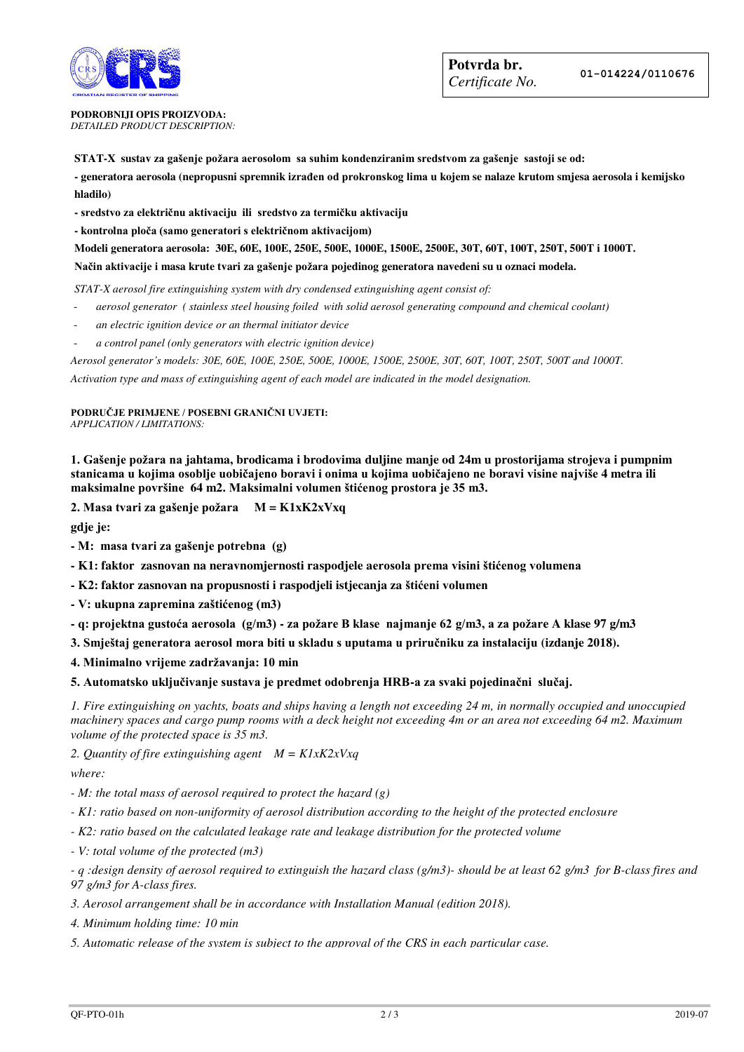| **Potvrda br.** *Certificate No.* | 01-014224/0110676 |
|---|---|

**PODROBNIJI OPIS PROIZVODA:**
*DETAILED PRODUCT DESCRIPTION:*

**STAT-X sustav za gašenje požara aerosolom sa suhim kondenziranim sredstvom za gašenje sastoji se od:**

**- generatora aerosola (nepropusni spremnik izrađen od prokronskog lima u kojem se nalaze krutom smjesa aerosola i kemijsko hladilo)**

**- sredstvo za električnu aktivaciju ili sredstvo za termičku aktivaciju**

**- kontrolna ploča (samo generatori s električnom aktivacijom)**

**Modeli generatora aerosola: 30E, 60E, 100E, 250E, 500E, 1000E, 1500E, 2500E, 30T, 60T, 100T, 250T, 500T i 1000T.**

**Način aktivacije i masa krute tvari za gašenje požara pojedinog generatora navedeni su u oznaci modela.**

*STAT-X aerosol fire extinguishing system with dry condensed extinguishing agent consist of:*

- *aerosol generator ( stainless steel housing foiled with solid aerosol generating compound and chemical coolant)*
- *an electric ignition device or an thermal initiator device*
- *a control panel (only generators with electric ignition device)*

*Aerosol generator's models: 30E, 60E, 100E, 250E, 500E, 1000E, 1500E, 2500E, 30T, 60T, 100T, 250T, 500T and 1000T.*

*Activation type and mass of extinguishing agent of each model are indicated in the model designation.*

**PODRUČJE PRIMJENE / POSEBNI GRANIČNI UVJETI:**
*APPLICATION / LIMITATIONS:*

**1. Gašenje požara na jahtama, brodicama i brodovima duljine manje od 24m u prostorijama strojeva i pumpnim stanicama u kojima osoblje uobičajeno boravi i onima u kojima uobičajeno ne boravi visine najviše 4 metra ili maksimalne površine 64 m2. Maksimalni volumen štićenog prostora je 35 m3.**

**2. Masa tvari za gašenje požara M = K1xK2xVxq**

**gdje je:**

**- M: masa tvari za gašenje potrebna (g)**

**- K1: faktor zasnovan na neravnomjernosti raspodjele aerosola prema visini štićenog volumena**

**- K2: faktor zasnovan na propusnosti i raspodjeli istjecanja za štićeni volumen**

**- V: ukupna zapremina zaštićenog (m3)**

**- q: projektna gustoća aerosola (g/m3) - za požare B klase najmanje 62 g/m3, a za požare A klase 97 g/m3**

**3. Smještaj generatora aerosol mora biti u skladu s uputama u priručniku za instalaciju (izdanje 2018).**

**4. Minimalno vrijeme zadržavanja: 10 min**

**5. Automatsko uključivanje sustava je predmet odobrenja HRB-a za svaki pojedinačni slučaj.**

*1. Fire extinguishing on yachts, boats and ships having a length not exceeding 24 m, in normally occupied and unoccupied machinery spaces and cargo pump rooms with a deck height not exceeding 4m or an area not exceeding 64 m2. Maximum volume of the protected space is 35 m3.*

*2. Quantity of fire extinguishing agent M = K1xK2xVxq*

*where:*

*- M: the total mass of aerosol required to protect the hazard (g)*

*- K1: ratio based on non-uniformity of aerosol distribution according to the height of the protected enclosure*

*- K2: ratio based on the calculated leakage rate and leakage distribution for the protected volume*

*- V: total volume of the protected (m3)*

*- q :design density of aerosol required to extinguish the hazard class (g/m3)- should be at least 62 g/m3 for B-class fires and 97 g/m3 for A-class fires.*

*3. Aerosol arrangement shall be in accordance with Installation Manual (edition 2018).*

*4. Minimum holding time: 10 min*

*5. Automatic release of the system is subject to the approval of the CRS in each particular case.*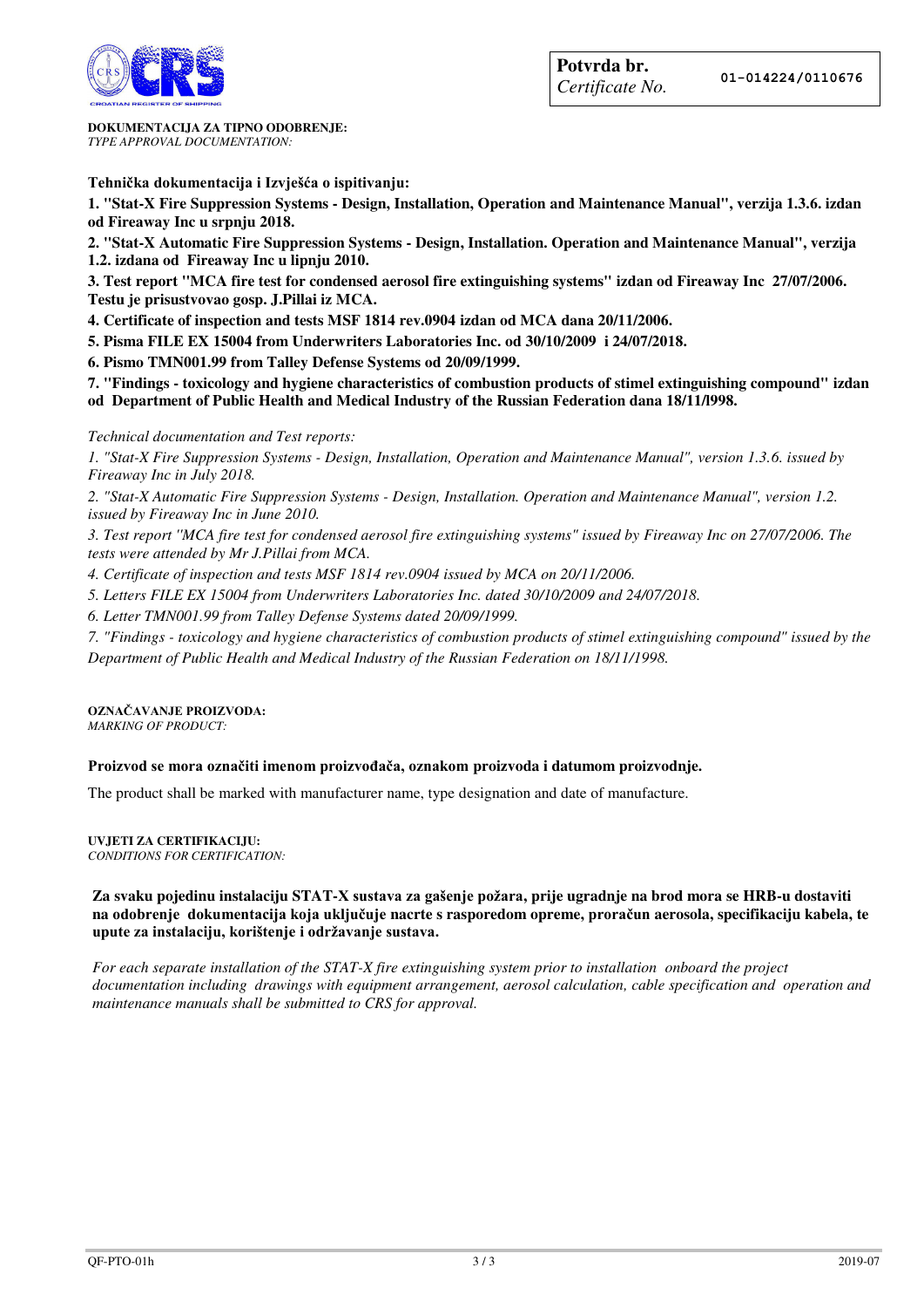| | |
|---|---|
| **Potvrda br.** *Certificate No.* | 01-014224/0110676 |

**DOKUMENTACIJA ZA TIPNO ODOBRENJE:**
*TYPE APPROVAL DOCUMENTATION:*

**Tehnička dokumentacija i Izvješća o ispitivanju:**

**1. "Stat-X Fire Suppression Systems - Design, Installation, Operation and Maintenance Manual", verzija 1.3.6. izdan od Fireaway Inc u srpnju 2018.**

**2. "Stat-X Automatic Fire Suppression Systems - Design, Installation. Operation and Maintenance Manual", verzija 1.2. izdana od Fireaway Inc u lipnju 2010.**

**3. Test report "MCA fire test for condensed aerosol fire extinguishing systems" izdan od Fireaway Inc 27/07/2006. Testu je prisustvovao gosp. J.Pillai iz MCA.**

**4. Certificate of inspection and tests MSF 1814 rev.0904 izdan od MCA dana 20/11/2006.**

**5. Pisma FILE EX 15004 from Underwriters Laboratories Inc. od 30/10/2009 i 24/07/2018.**

**6. Pismo TMN001.99 from Talley Defense Systems od 20/09/1999.**

**7. "Findings - toxicology and hygiene characteristics of combustion products of stimel extinguishing compound" izdan od Department of Public Health and Medical Industry of the Russian Federation dana 18/11/l998.**

*Technical documentation and Test reports:*

*1. "Stat-X Fire Suppression Systems - Design, Installation, Operation and Maintenance Manual", version 1.3.6. issued by Fireaway Inc in July 2018.*

*2. "Stat-X Automatic Fire Suppression Systems - Design, Installation. Operation and Maintenance Manual", version 1.2. issued by Fireaway Inc in June 2010.*

*3. Test report "MCA fire test for condensed aerosol fire extinguishing systems" issued by Fireaway Inc on 27/07/2006. The tests were attended by Mr J.Pillai from MCA.*

*4. Certificate of inspection and tests MSF 1814 rev.0904 issued by MCA on 20/11/2006.*

*5. Letters FILE EX 15004 from Underwriters Laboratories Inc. dated 30/10/2009 and 24/07/2018.*

*6. Letter TMN001.99 from Talley Defense Systems dated 20/09/1999.*

*7. "Findings - toxicology and hygiene characteristics of combustion products of stimel extinguishing compound" issued by the Department of Public Health and Medical Industry of the Russian Federation on 18/11/1998.*

**OZNAČAVANJE PROIZVODA:**
*MARKING OF PRODUCT:*

**Proizvod se mora označiti imenom proizvođača, oznakom proizvoda i datumom proizvodnje.**

The product shall be marked with manufacturer name, type designation and date of manufacture.

**UVJETI ZA CERTIFIKACIJU:**
*CONDITIONS FOR CERTIFICATION:*

**Za svaku pojedinu instalaciju STAT-X sustava za gašenje požara, prije ugradnje na brod mora se HRB-u dostaviti na odobrenje dokumentacija koja uključuje nacrte s rasporedom opreme, proračun aerosola, specifikaciju kabela, te upute za instalaciju, korištenje i održavanje sustava.**

*For each separate installation of the STAT-X fire extinguishing system prior to installation onboard the project documentation including drawings with equipment arrangement, aerosol calculation, cable specification and operation and maintenance manuals shall be submitted to CRS for approval.*